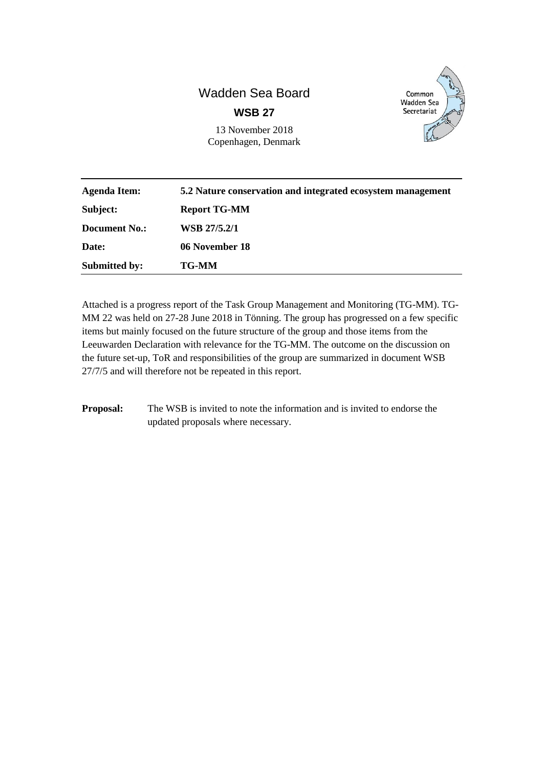Wadden Sea Board

**WSB 27**

13 November 2018
Copenhagen, Denmark

Common Wadden Sea Secretariat

| | |
|---|---|
| **Agenda Item:** | **5.2 Nature conservation and integrated ecosystem management** |
| **Subject:** | **Report TG-MM** |
| **Document No.:** | **WSB 27/5.2/1** |
| **Date:** | **06 November 18** |
| **Submitted by:** | **TG-MM** |

Attached is a progress report of the Task Group Management and Monitoring (TG-MM). TG-MM 22 was held on 27-28 June 2018 in Tönning. The group has progressed on a few specific items but mainly focused on the future structure of the group and those items from the Leeuwarden Declaration with relevance for the TG-MM. The outcome on the discussion on the future set-up, ToR and responsibilities of the group are summarized in document WSB 27/7/5 and will therefore not be repeated in this report.

**Proposal:** The WSB is invited to note the information and is invited to endorse the updated proposals where necessary.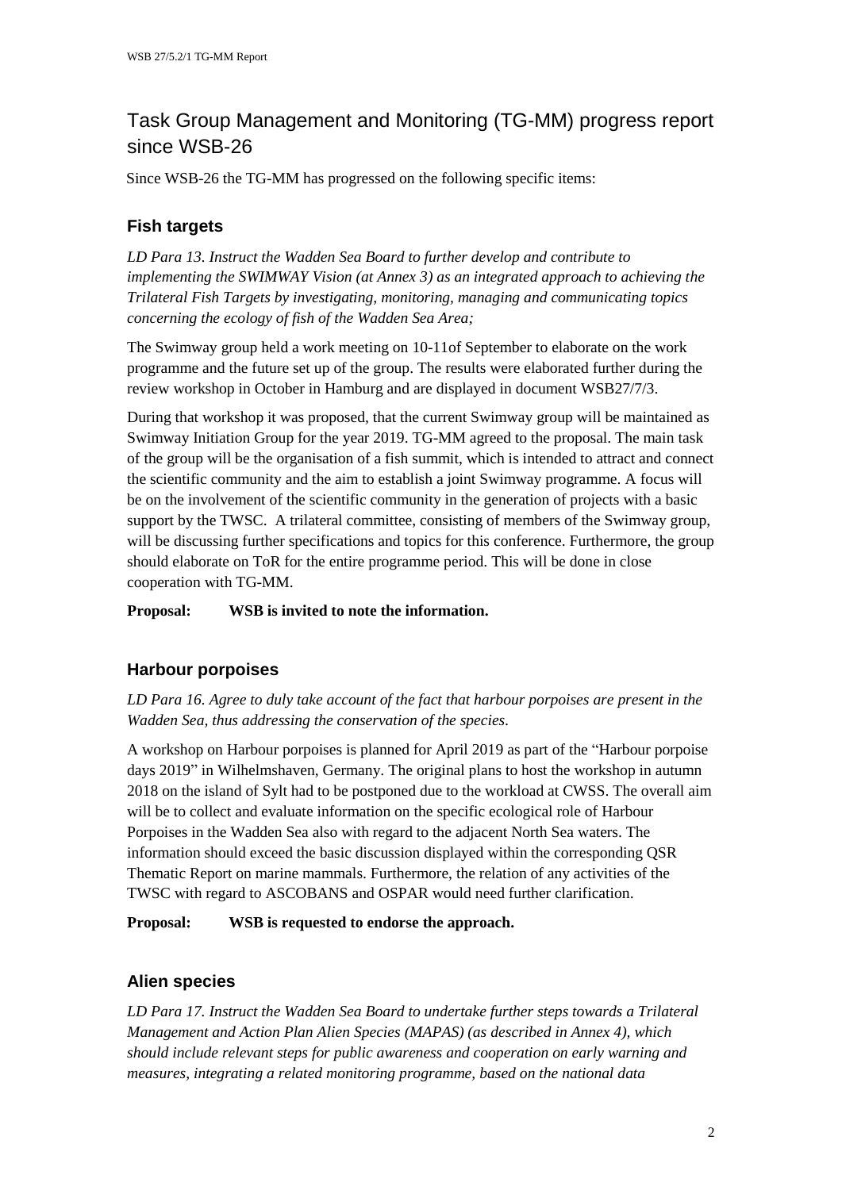# Task Group Management and Monitoring (TG-MM) progress report since WSB-26

Since WSB-26 the TG-MM has progressed on the following specific items:

## Fish targets

*LD Para 13. Instruct the Wadden Sea Board to further develop and contribute to implementing the SWIMWAY Vision (at Annex 3) as an integrated approach to achieving the Trilateral Fish Targets by investigating, monitoring, managing and communicating topics concerning the ecology of fish of the Wadden Sea Area;*

The Swimway group held a work meeting on 10-11of September to elaborate on the work programme and the future set up of the group. The results were elaborated further during the review workshop in October in Hamburg and are displayed in document WSB27/7/3.

During that workshop it was proposed, that the current Swimway group will be maintained as Swimway Initiation Group for the year 2019. TG-MM agreed to the proposal. The main task of the group will be the organisation of a fish summit, which is intended to attract and connect the scientific community and the aim to establish a joint Swimway programme. A focus will be on the involvement of the scientific community in the generation of projects with a basic support by the TWSC. A trilateral committee, consisting of members of the Swimway group, will be discussing further specifications and topics for this conference. Furthermore, the group should elaborate on ToR for the entire programme period. This will be done in close cooperation with TG-MM.

**Proposal: WSB is invited to note the information.**

## Harbour porpoises

*LD Para 16. Agree to duly take account of the fact that harbour porpoises are present in the Wadden Sea, thus addressing the conservation of the species.*

A workshop on Harbour porpoises is planned for April 2019 as part of the "Harbour porpoise days 2019" in Wilhelmshaven, Germany. The original plans to host the workshop in autumn 2018 on the island of Sylt had to be postponed due to the workload at CWSS. The overall aim will be to collect and evaluate information on the specific ecological role of Harbour Porpoises in the Wadden Sea also with regard to the adjacent North Sea waters. The information should exceed the basic discussion displayed within the corresponding QSR Thematic Report on marine mammals. Furthermore, the relation of any activities of the TWSC with regard to ASCOBANS and OSPAR would need further clarification.

**Proposal: WSB is requested to endorse the approach.**

## Alien species

*LD Para 17. Instruct the Wadden Sea Board to undertake further steps towards a Trilateral Management and Action Plan Alien Species (MAPAS) (as described in Annex 4), which should include relevant steps for public awareness and cooperation on early warning and measures, integrating a related monitoring programme, based on the national data*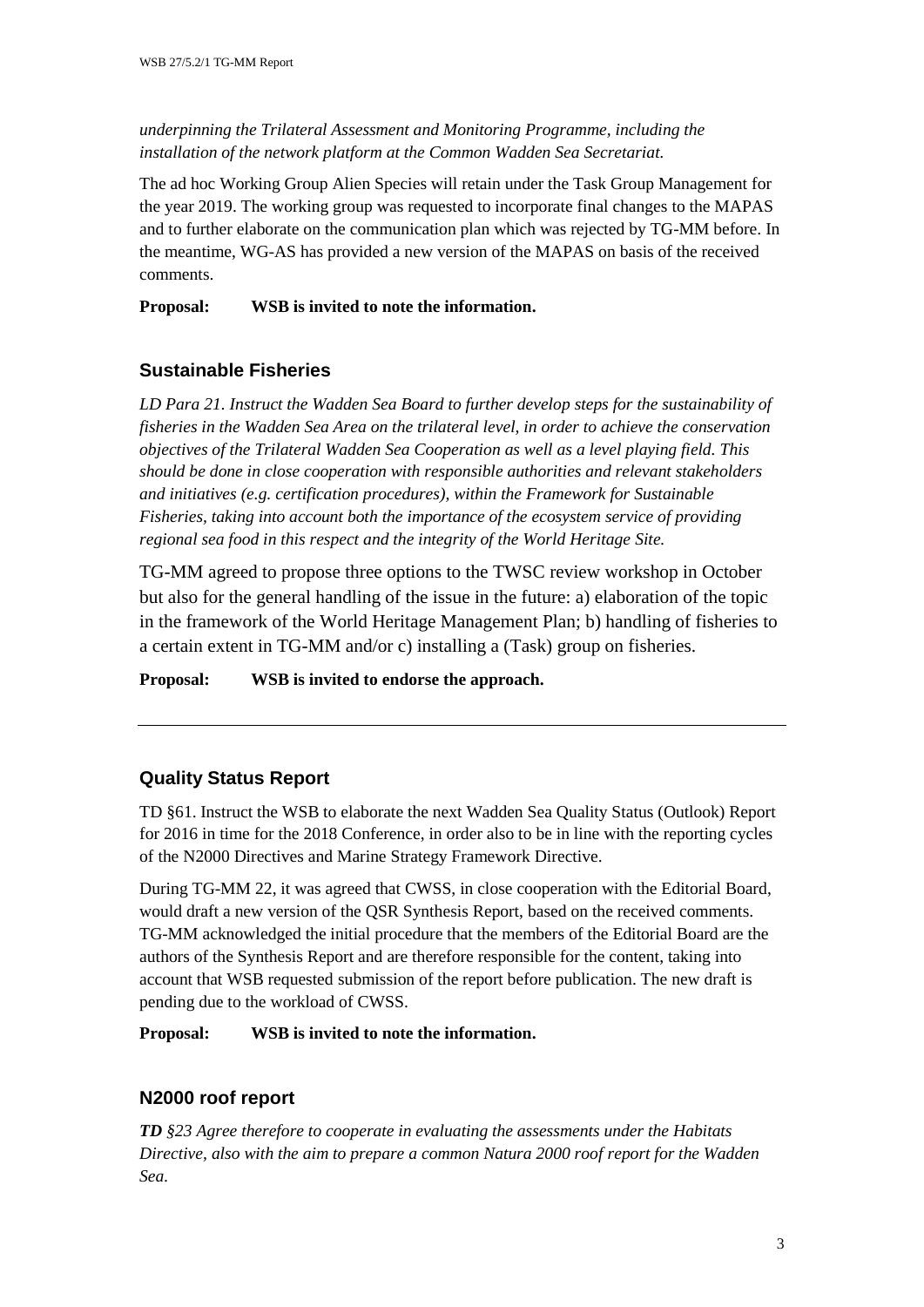*underpinning the Trilateral Assessment and Monitoring Programme, including the installation of the network platform at the Common Wadden Sea Secretariat.*

The ad hoc Working Group Alien Species will retain under the Task Group Management for the year 2019. The working group was requested to incorporate final changes to the MAPAS and to further elaborate on the communication plan which was rejected by TG-MM before. In the meantime, WG-AS has provided a new version of the MAPAS on basis of the received comments.

**Proposal: WSB is invited to note the information.**

## Sustainable Fisheries

*LD Para 21. Instruct the Wadden Sea Board to further develop steps for the sustainability of fisheries in the Wadden Sea Area on the trilateral level, in order to achieve the conservation objectives of the Trilateral Wadden Sea Cooperation as well as a level playing field. This should be done in close cooperation with responsible authorities and relevant stakeholders and initiatives (e.g. certification procedures), within the Framework for Sustainable Fisheries, taking into account both the importance of the ecosystem service of providing regional sea food in this respect and the integrity of the World Heritage Site.*

TG-MM agreed to propose three options to the TWSC review workshop in October but also for the general handling of the issue in the future: a) elaboration of the topic in the framework of the World Heritage Management Plan; b) handling of fisheries to a certain extent in TG-MM and/or c) installing a (Task) group on fisheries.

**Proposal: WSB is invited to endorse the approach.**

---

## Quality Status Report

TD §61. Instruct the WSB to elaborate the next Wadden Sea Quality Status (Outlook) Report for 2016 in time for the 2018 Conference, in order also to be in line with the reporting cycles of the N2000 Directives and Marine Strategy Framework Directive.

During TG-MM 22, it was agreed that CWSS, in close cooperation with the Editorial Board, would draft a new version of the QSR Synthesis Report, based on the received comments. TG-MM acknowledged the initial procedure that the members of the Editorial Board are the authors of the Synthesis Report and are therefore responsible for the content, taking into account that WSB requested submission of the report before publication. The new draft is pending due to the workload of CWSS.

**Proposal: WSB is invited to note the information.**

## N2000 roof report

***TD** §23 Agree therefore to cooperate in evaluating the assessments under the Habitats Directive, also with the aim to prepare a common Natura 2000 roof report for the Wadden Sea.*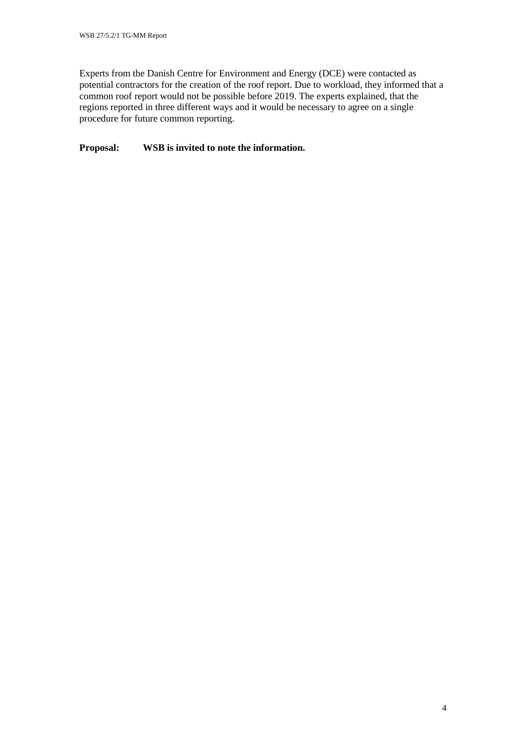Experts from the Danish Centre for Environment and Energy (DCE) were contacted as potential contractors for the creation of the roof report. Due to workload, they informed that a common roof report would not be possible before 2019. The experts explained, that the regions reported in three different ways and it would be necessary to agree on a single procedure for future common reporting.

**Proposal:** **WSB is invited to note the information.**